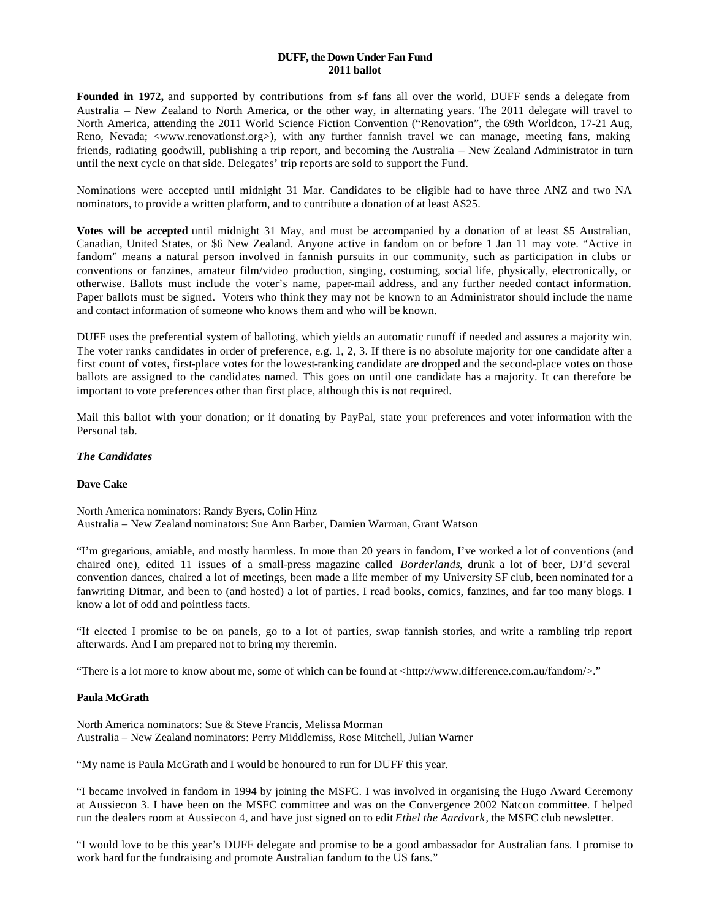**DUFF, the Down Under Fan Fund**
**2011 ballot**

**Founded in 1972,** and supported by contributions from s-f fans all over the world, DUFF sends a delegate from Australia – New Zealand to North America, or the other way, in alternating years. The 2011 delegate will travel to North America, attending the 2011 World Science Fiction Convention ("Renovation", the 69th Worldcon, 17-21 Aug, Reno, Nevada; <www.renovationsf.org>), with any further fannish travel we can manage, meeting fans, making friends, radiating goodwill, publishing a trip report, and becoming the Australia – New Zealand Administrator in turn until the next cycle on that side. Delegates' trip reports are sold to support the Fund.

Nominations were accepted until midnight 31 Mar. Candidates to be eligible had to have three ANZ and two NA nominators, to provide a written platform, and to contribute a donation of at least A$25.

**Votes will be accepted** until midnight 31 May, and must be accompanied by a donation of at least $5 Australian, Canadian, United States, or $6 New Zealand. Anyone active in fandom on or before 1 Jan 11 may vote. "Active in fandom" means a natural person involved in fannish pursuits in our community, such as participation in clubs or conventions or fanzines, amateur film/video production, singing, costuming, social life, physically, electronically, or otherwise. Ballots must include the voter's name, paper-mail address, and any further needed contact information. Paper ballots must be signed. Voters who think they may not be known to an Administrator should include the name and contact information of someone who knows them and who will be known.

DUFF uses the preferential system of balloting, which yields an automatic runoff if needed and assures a majority win. The voter ranks candidates in order of preference, e.g. 1, 2, 3. If there is no absolute majority for one candidate after a first count of votes, first-place votes for the lowest-ranking candidate are dropped and the second-place votes on those ballots are assigned to the candidates named. This goes on until one candidate has a majority. It can therefore be important to vote preferences other than first place, although this is not required.

Mail this ballot with your donation; or if donating by PayPal, state your preferences and voter information with the Personal tab.

***The Candidates***

**Dave Cake**

North America nominators: Randy Byers, Colin Hinz
Australia – New Zealand nominators: Sue Ann Barber, Damien Warman, Grant Watson

"I'm gregarious, amiable, and mostly harmless. In more than 20 years in fandom, I've worked a lot of conventions (and chaired one), edited 11 issues of a small-press magazine called *Borderlands*, drunk a lot of beer, DJ'd several convention dances, chaired a lot of meetings, been made a life member of my University SF club, been nominated for a fanwriting Ditmar, and been to (and hosted) a lot of parties. I read books, comics, fanzines, and far too many blogs. I know a lot of odd and pointless facts.

"If elected I promise to be on panels, go to a lot of parties, swap fannish stories, and write a rambling trip report afterwards. And I am prepared not to bring my theremin.

"There is a lot more to know about me, some of which can be found at <http://www.difference.com.au/fandom/>."

**Paula McGrath**

North America nominators: Sue & Steve Francis, Melissa Morman
Australia – New Zealand nominators: Perry Middlemiss, Rose Mitchell, Julian Warner

"My name is Paula McGrath and I would be honoured to run for DUFF this year.

"I became involved in fandom in 1994 by joining the MSFC. I was involved in organising the Hugo Award Ceremony at Aussiecon 3. I have been on the MSFC committee and was on the Convergence 2002 Natcon committee. I helped run the dealers room at Aussiecon 4, and have just signed on to edit *Ethel the Aardvark*, the MSFC club newsletter.

"I would love to be this year's DUFF delegate and promise to be a good ambassador for Australian fans. I promise to work hard for the fundraising and promote Australian fandom to the US fans."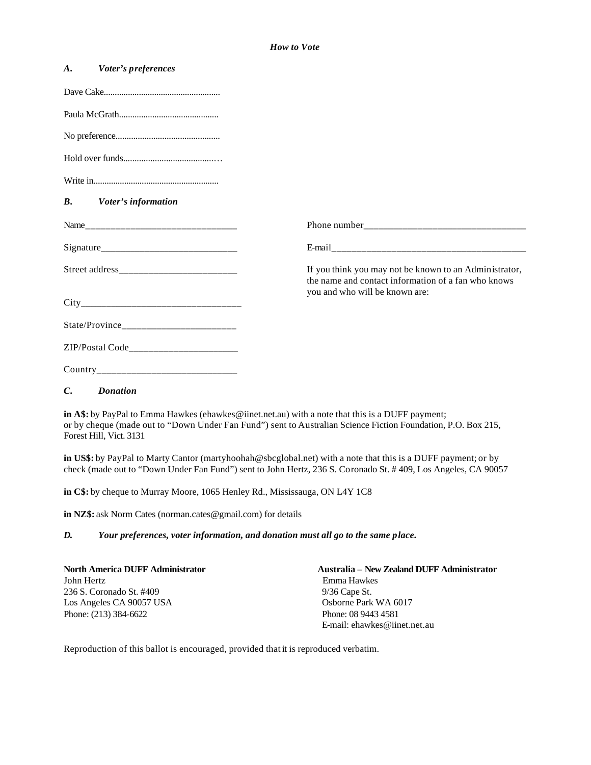*How to Vote*

***A. Voter's preferences***

Dave Cake....................................................

Paula McGrath............................................

No preference..............................................

Hold over funds..........................................

Write in........................................................

***B. Voter's information***

Name_________________________________

Signature_____________________________

Street address________________________

City_________________________________

State/Province_______________________

ZIP/Postal Code______________________

Country_____________________________

Phone number__________________________________

E-mail_________________________________________

If you think you may not be known to an Administrator, the name and contact information of a fan who knows you and who will be known are:

***C. Donation***

**in A$:** by PayPal to Emma Hawkes (ehawkes@iinet.net.au) with a note that this is a DUFF payment; or by cheque (made out to "Down Under Fan Fund") sent to Australian Science Fiction Foundation, P.O. Box 215, Forest Hill, Vict. 3131

**in US$:** by PayPal to Marty Cantor (martyhoohah@sbcglobal.net) with a note that this is a DUFF payment; or by check (made out to "Down Under Fan Fund") sent to John Hertz, 236 S. Coronado St. # 409, Los Angeles, CA 90057

**in C$:** by cheque to Murray Moore, 1065 Henley Rd., Mississauga, ON L4Y 1C8

**in NZ$:** ask Norm Cates (norman.cates@gmail.com) for details

***D. Your preferences, voter information, and donation must all go to the same place.***

**North America DUFF Administrator**
John Hertz
236 S. Coronado St. #409
Los Angeles CA 90057 USA
Phone: (213) 384-6622

**Australia – New Zealand DUFF Administrator**
Emma Hawkes
9/36 Cape St.
Osborne Park WA 6017
Phone: 08 9443 4581
E-mail: ehawkes@iinet.net.au

Reproduction of this ballot is encouraged, provided that it is reproduced verbatim.